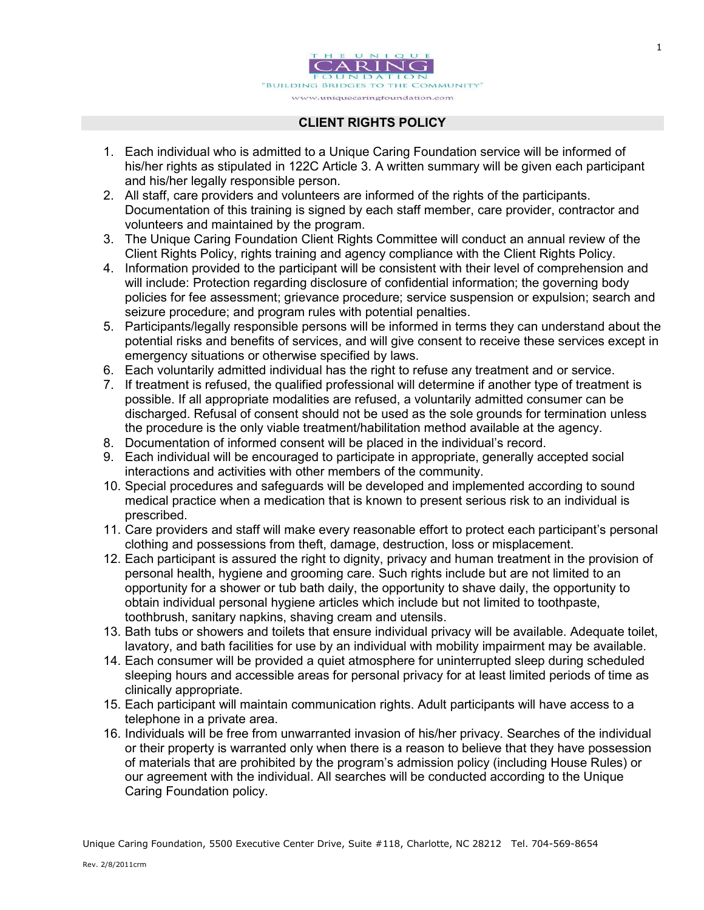THE UNIQUE CARING FOUNDATION
"BUILDING BRIDGES TO THE COMMUNITY"
www.uniquecaringfoundation.com

## CLIENT RIGHTS POLICY

1. Each individual who is admitted to a Unique Caring Foundation service will be informed of his/her rights as stipulated in 122C Article 3. A written summary will be given each participant and his/her legally responsible person.
2. All staff, care providers and volunteers are informed of the rights of the participants. Documentation of this training is signed by each staff member, care provider, contractor and volunteers and maintained by the program.
3. The Unique Caring Foundation Client Rights Committee will conduct an annual review of the Client Rights Policy, rights training and agency compliance with the Client Rights Policy.
4. Information provided to the participant will be consistent with their level of comprehension and will include: Protection regarding disclosure of confidential information; the governing body policies for fee assessment; grievance procedure; service suspension or expulsion; search and seizure procedure; and program rules with potential penalties.
5. Participants/legally responsible persons will be informed in terms they can understand about the potential risks and benefits of services, and will give consent to receive these services except in emergency situations or otherwise specified by laws.
6. Each voluntarily admitted individual has the right to refuse any treatment and or service.
7. If treatment is refused, the qualified professional will determine if another type of treatment is possible. If all appropriate modalities are refused, a voluntarily admitted consumer can be discharged. Refusal of consent should not be used as the sole grounds for termination unless the procedure is the only viable treatment/habilitation method available at the agency.
8. Documentation of informed consent will be placed in the individual's record.
9. Each individual will be encouraged to participate in appropriate, generally accepted social interactions and activities with other members of the community.
10. Special procedures and safeguards will be developed and implemented according to sound medical practice when a medication that is known to present serious risk to an individual is prescribed.
11. Care providers and staff will make every reasonable effort to protect each participant's personal clothing and possessions from theft, damage, destruction, loss or misplacement.
12. Each participant is assured the right to dignity, privacy and human treatment in the provision of personal health, hygiene and grooming care. Such rights include but are not limited to an opportunity for a shower or tub bath daily, the opportunity to shave daily, the opportunity to obtain individual personal hygiene articles which include but not limited to toothpaste, toothbrush, sanitary napkins, shaving cream and utensils.
13. Bath tubs or showers and toilets that ensure individual privacy will be available. Adequate toilet, lavatory, and bath facilities for use by an individual with mobility impairment may be available.
14. Each consumer will be provided a quiet atmosphere for uninterrupted sleep during scheduled sleeping hours and accessible areas for personal privacy for at least limited periods of time as clinically appropriate.
15. Each participant will maintain communication rights. Adult participants will have access to a telephone in a private area.
16. Individuals will be free from unwarranted invasion of his/her privacy. Searches of the individual or their property is warranted only when there is a reason to believe that they have possession of materials that are prohibited by the program's admission policy (including House Rules) or our agreement with the individual. All searches will be conducted according to the Unique Caring Foundation policy.

Unique Caring Foundation, 5500 Executive Center Drive, Suite #118, Charlotte, NC 28212 Tel. 704-569-8654

Rev. 2/8/2011crm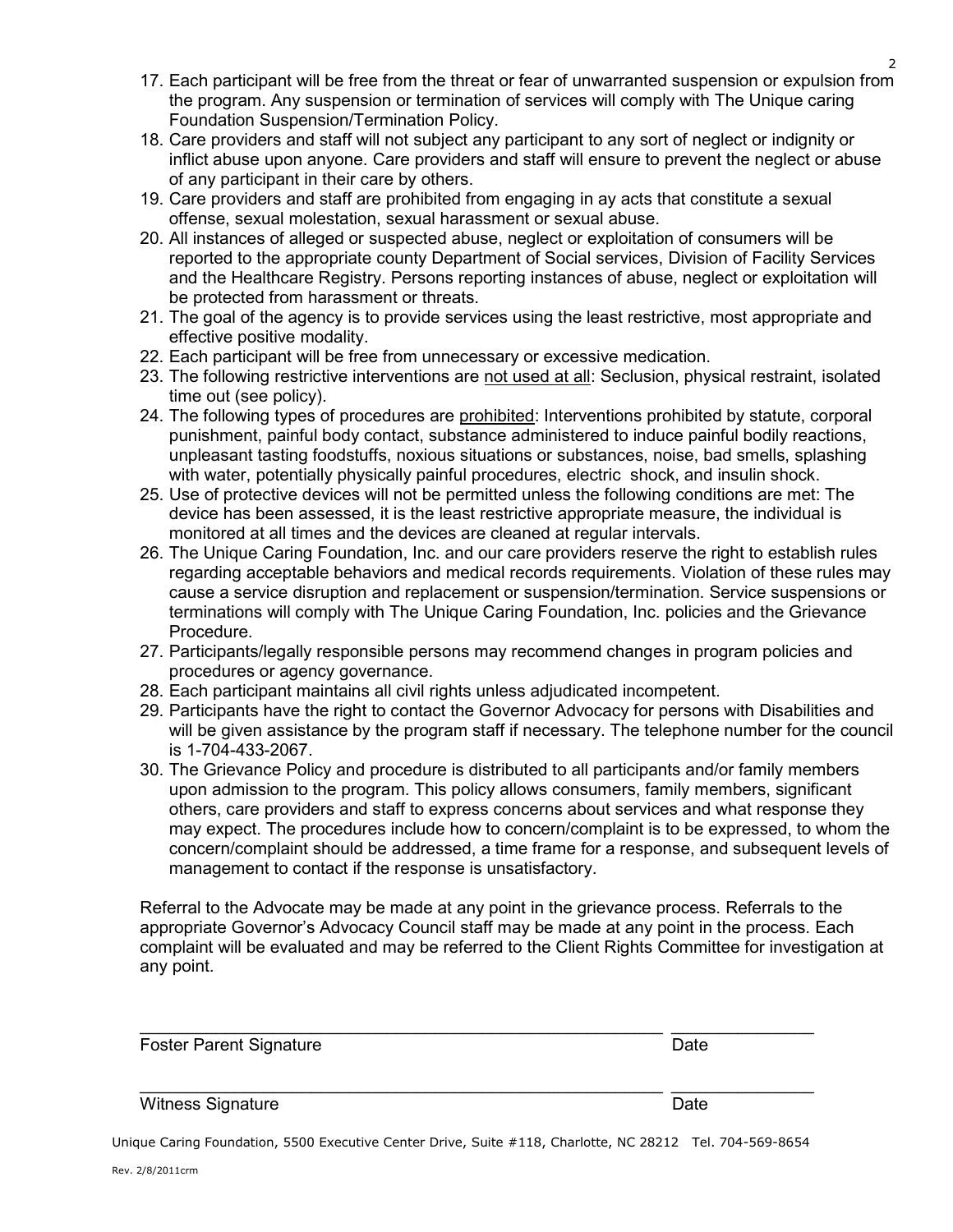17. Each participant will be free from the threat or fear of unwarranted suspension or expulsion from the program. Any suspension or termination of services will comply with The Unique caring Foundation Suspension/Termination Policy.
18. Care providers and staff will not subject any participant to any sort of neglect or indignity or inflict abuse upon anyone. Care providers and staff will ensure to prevent the neglect or abuse of any participant in their care by others.
19. Care providers and staff are prohibited from engaging in ay acts that constitute a sexual offense, sexual molestation, sexual harassment or sexual abuse.
20. All instances of alleged or suspected abuse, neglect or exploitation of consumers will be reported to the appropriate county Department of Social services, Division of Facility Services and the Healthcare Registry. Persons reporting instances of abuse, neglect or exploitation will be protected from harassment or threats.
21. The goal of the agency is to provide services using the least restrictive, most appropriate and effective positive modality.
22. Each participant will be free from unnecessary or excessive medication.
23. The following restrictive interventions are <u>not used at all</u>: Seclusion, physical restraint, isolated time out (see policy).
24. The following types of procedures are <u>prohibited</u>: Interventions prohibited by statute, corporal punishment, painful body contact, substance administered to induce painful bodily reactions, unpleasant tasting foodstuffs, noxious situations or substances, noise, bad smells, splashing with water, potentially physically painful procedures, electric shock, and insulin shock.
25. Use of protective devices will not be permitted unless the following conditions are met: The device has been assessed, it is the least restrictive appropriate measure, the individual is monitored at all times and the devices are cleaned at regular intervals.
26. The Unique Caring Foundation, Inc. and our care providers reserve the right to establish rules regarding acceptable behaviors and medical records requirements. Violation of these rules may cause a service disruption and replacement or suspension/termination. Service suspensions or terminations will comply with The Unique Caring Foundation, Inc. policies and the Grievance Procedure.
27. Participants/legally responsible persons may recommend changes in program policies and procedures or agency governance.
28. Each participant maintains all civil rights unless adjudicated incompetent.
29. Participants have the right to contact the Governor Advocacy for persons with Disabilities and will be given assistance by the program staff if necessary. The telephone number for the council is 1-704-433-2067.
30. The Grievance Policy and procedure is distributed to all participants and/or family members upon admission to the program. This policy allows consumers, family members, significant others, care providers and staff to express concerns about services and what response they may expect. The procedures include how to concern/complaint is to be expressed, to whom the concern/complaint should be addressed, a time frame for a response, and subsequent levels of management to contact if the response is unsatisfactory.

Referral to the Advocate may be made at any point in the grievance process. Referrals to the appropriate Governor's Advocacy Council staff may be made at any point in the process. Each complaint will be evaluated and may be referred to the Client Rights Committee for investigation at any point.

_______________________________________________ ______________

Foster Parent Signature Date

_______________________________________________ ______________

Witness Signature Date

Unique Caring Foundation, 5500 Executive Center Drive, Suite #118, Charlotte, NC 28212 Tel. 704-569-8654

Rev. 2/8/2011crm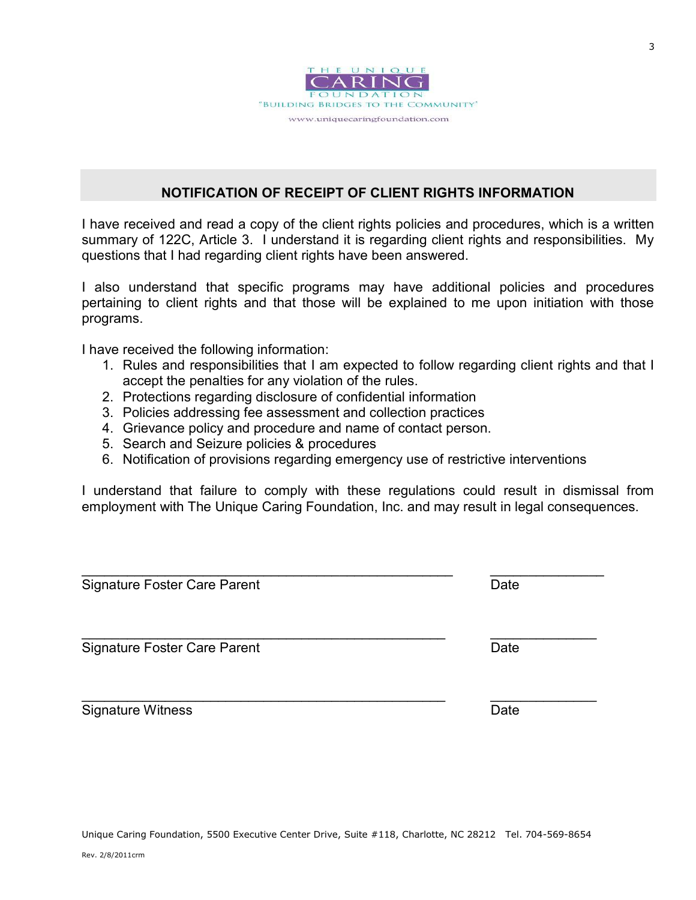THE UNIQUE CARING FOUNDATION
"BUILDING BRIDGES TO THE COMMUNITY"
www.uniquecaringfoundation.com

## NOTIFICATION OF RECEIPT OF CLIENT RIGHTS INFORMATION

I have received and read a copy of the client rights policies and procedures, which is a written summary of 122C, Article 3. I understand it is regarding client rights and responsibilities. My questions that I had regarding client rights have been answered.

I also understand that specific programs may have additional policies and procedures pertaining to client rights and that those will be explained to me upon initiation with those programs.

I have received the following information:

1. Rules and responsibilities that I am expected to follow regarding client rights and that I accept the penalties for any violation of the rules.
2. Protections regarding disclosure of confidential information
3. Policies addressing fee assessment and collection practices
4. Grievance policy and procedure and name of contact person.
5. Search and Seizure policies & procedures
6. Notification of provisions regarding emergency use of restrictive interventions

I understand that failure to comply with these regulations could result in dismissal from employment with The Unique Caring Foundation, Inc. and may result in legal consequences.

_______________________________________________ ______________
Signature Foster Care Parent Date

_______________________________________________ ______________
Signature Foster Care Parent Date

_______________________________________________ ______________
Signature Witness Date

Unique Caring Foundation, 5500 Executive Center Drive, Suite #118, Charlotte, NC 28212 Tel. 704-569-8654

Rev. 2/8/2011crm